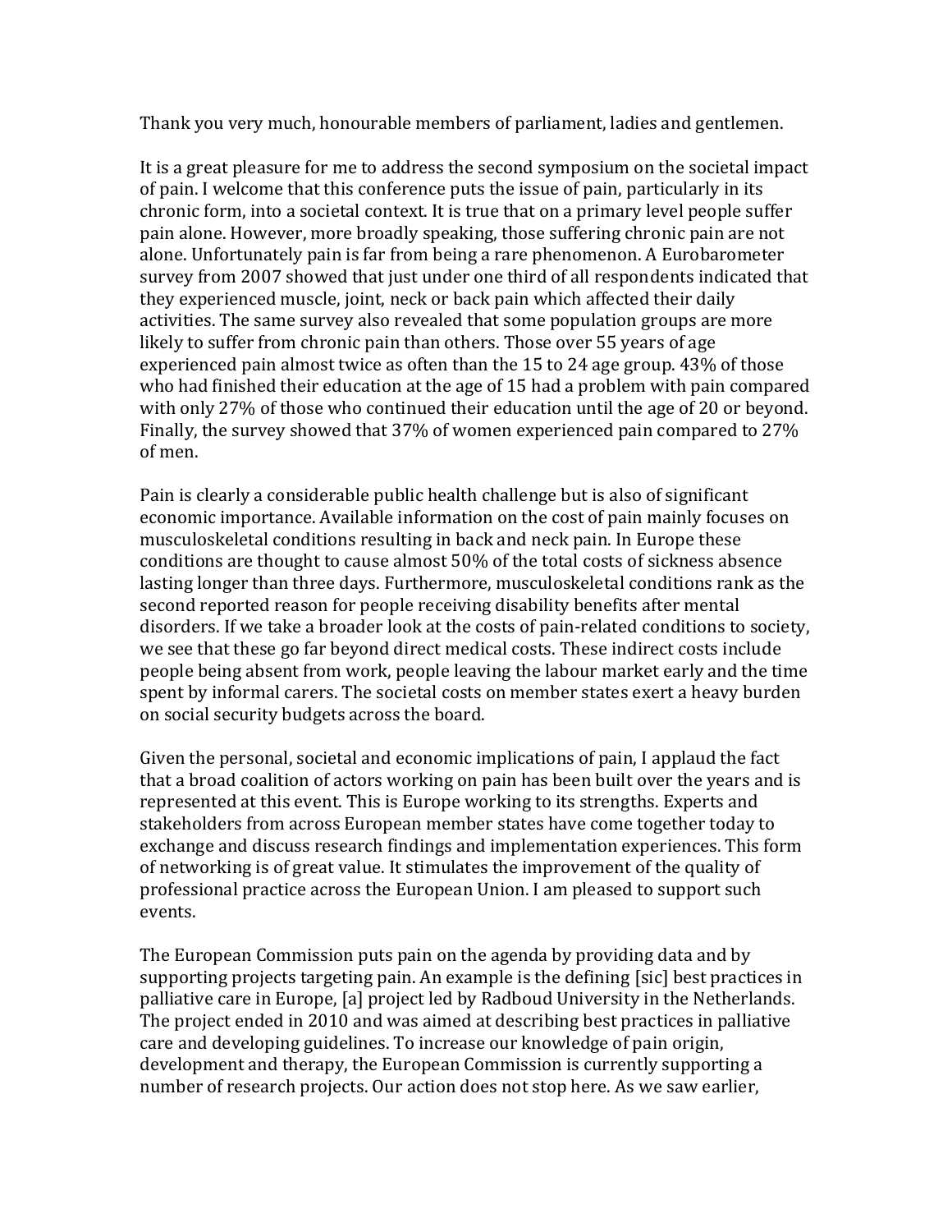Thank you very much, honourable members of parliament, ladies and gentlemen.

It is a great pleasure for me to address the second symposium on the societal impact of pain. I welcome that this conference puts the issue of pain, particularly in its chronic form, into a societal context. It is true that on a primary level people suffer pain alone. However, more broadly speaking, those suffering chronic pain are not alone. Unfortunately pain is far from being a rare phenomenon. A Eurobarometer survey from 2007 showed that just under one third of all respondents indicated that they experienced muscle, joint, neck or back pain which affected their daily activities. The same survey also revealed that some population groups are more likely to suffer from chronic pain than others. Those over 55 years of age experienced pain almost twice as often than the 15 to 24 age group. 43% of those who had finished their education at the age of 15 had a problem with pain compared with only 27% of those who continued their education until the age of 20 or beyond. Finally, the survey showed that 37% of women experienced pain compared to 27% of men.

Pain is clearly a considerable public health challenge but is also of significant economic importance. Available information on the cost of pain mainly focuses on musculoskeletal conditions resulting in back and neck pain. In Europe these conditions are thought to cause almost 50% of the total costs of sickness absence lasting longer than three days. Furthermore, musculoskeletal conditions rank as the second reported reason for people receiving disability benefits after mental disorders. If we take a broader look at the costs of pain-related conditions to society, we see that these go far beyond direct medical costs. These indirect costs include people being absent from work, people leaving the labour market early and the time spent by informal carers. The societal costs on member states exert a heavy burden on social security budgets across the board.

Given the personal, societal and economic implications of pain, I applaud the fact that a broad coalition of actors working on pain has been built over the years and is represented at this event. This is Europe working to its strengths. Experts and stakeholders from across European member states have come together today to exchange and discuss research findings and implementation experiences. This form of networking is of great value. It stimulates the improvement of the quality of professional practice across the European Union. I am pleased to support such events.

The European Commission puts pain on the agenda by providing data and by supporting projects targeting pain. An example is the defining [sic] best practices in palliative care in Europe, [a] project led by Radboud University in the Netherlands. The project ended in 2010 and was aimed at describing best practices in palliative care and developing guidelines. To increase our knowledge of pain origin, development and therapy, the European Commission is currently supporting a number of research projects. Our action does not stop here. As we saw earlier,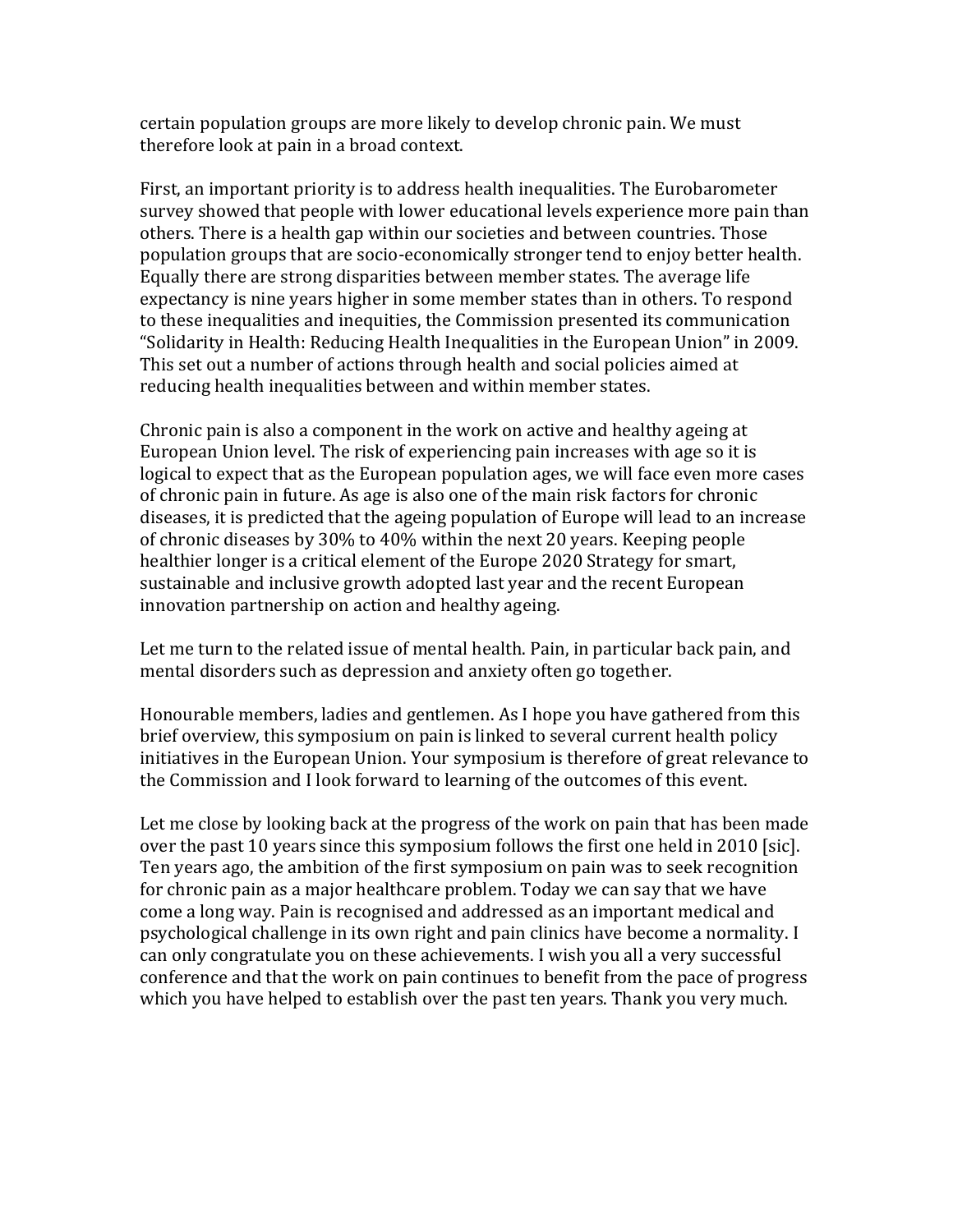certain population groups are more likely to develop chronic pain. We must therefore look at pain in a broad context.

First, an important priority is to address health inequalities. The Eurobarometer survey showed that people with lower educational levels experience more pain than others. There is a health gap within our societies and between countries. Those population groups that are socio-economically stronger tend to enjoy better health. Equally there are strong disparities between member states. The average life expectancy is nine years higher in some member states than in others. To respond to these inequalities and inequities, the Commission presented its communication "Solidarity in Health: Reducing Health Inequalities in the European Union" in 2009. This set out a number of actions through health and social policies aimed at reducing health inequalities between and within member states.

Chronic pain is also a component in the work on active and healthy ageing at European Union level. The risk of experiencing pain increases with age so it is logical to expect that as the European population ages, we will face even more cases of chronic pain in future. As age is also one of the main risk factors for chronic diseases, it is predicted that the ageing population of Europe will lead to an increase of chronic diseases by 30% to 40% within the next 20 years. Keeping people healthier longer is a critical element of the Europe 2020 Strategy for smart, sustainable and inclusive growth adopted last year and the recent European innovation partnership on action and healthy ageing.

Let me turn to the related issue of mental health. Pain, in particular back pain, and mental disorders such as depression and anxiety often go together.

Honourable members, ladies and gentlemen. As I hope you have gathered from this brief overview, this symposium on pain is linked to several current health policy initiatives in the European Union. Your symposium is therefore of great relevance to the Commission and I look forward to learning of the outcomes of this event.

Let me close by looking back at the progress of the work on pain that has been made over the past 10 years since this symposium follows the first one held in 2010 [sic]. Ten years ago, the ambition of the first symposium on pain was to seek recognition for chronic pain as a major healthcare problem. Today we can say that we have come a long way. Pain is recognised and addressed as an important medical and psychological challenge in its own right and pain clinics have become a normality. I can only congratulate you on these achievements. I wish you all a very successful conference and that the work on pain continues to benefit from the pace of progress which you have helped to establish over the past ten years. Thank you very much.